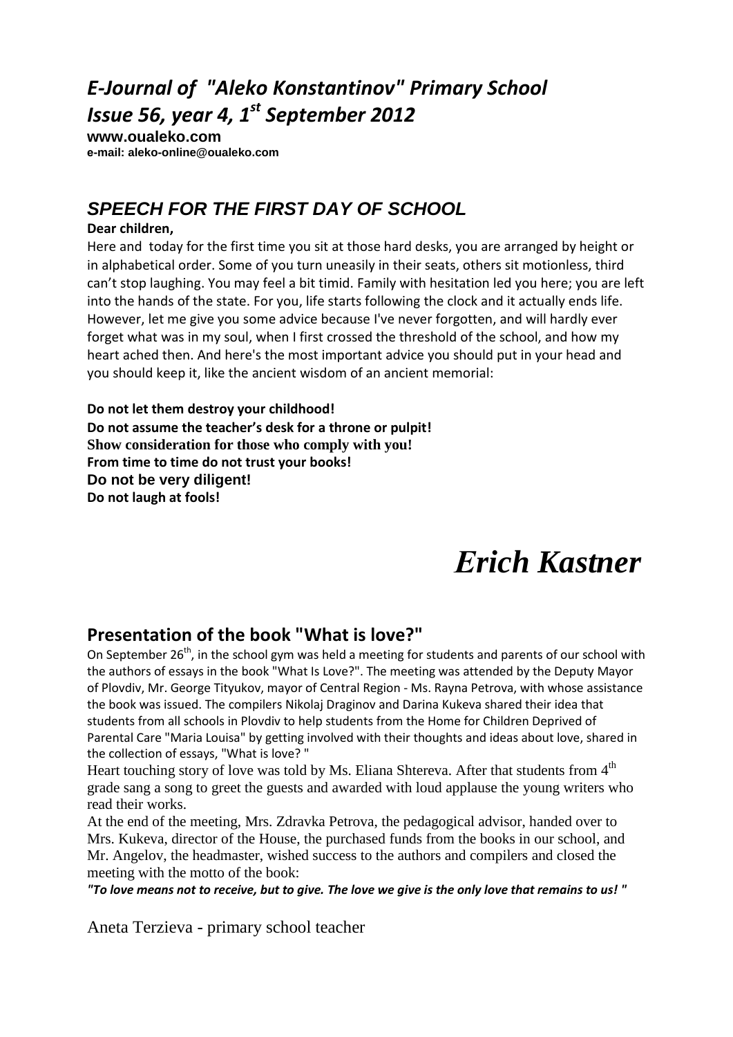# *E-Journal of "Aleko Konstantinov" Primary School*
# *Issue 56, year 4, 1st September 2012*

**www.oualeko.com**
**e-mail: aleko-online@oualeko.com**

## *SPEECH FOR THE FIRST DAY OF SCHOOL*

**Dear children,**

Here and today for the first time you sit at those hard desks, you are arranged by height or in alphabetical order. Some of you turn uneasily in their seats, others sit motionless, third can't stop laughing. You may feel a bit timid. Family with hesitation led you here; you are left into the hands of the state. For you, life starts following the clock and it actually ends life. However, let me give you some advice because I've never forgotten, and will hardly ever forget what was in my soul, when I first crossed the threshold of the school, and how my heart ached then. And here's the most important advice you should put in your head and you should keep it, like the ancient wisdom of an ancient memorial:

**Do not let them destroy your childhood!**
**Do not assume the teacher's desk for a throne or pulpit!**
**Show consideration for those who comply with you!**
**From time to time do not trust your books!**
**Do not be very diligent!**
**Do not laugh at fools!**

*Erich Kastner*

## Presentation of the book "What is love?"

On September 26th, in the school gym was held a meeting for students and parents of our school with the authors of essays in the book "What Is Love?". The meeting was attended by the Deputy Mayor of Plovdiv, Mr. George Tityukov, mayor of Central Region - Ms. Rayna Petrova, with whose assistance the book was issued. The compilers Nikolaj Draginov and Darina Kukeva shared their idea that students from all schools in Plovdiv to help students from the Home for Children Deprived of Parental Care "Maria Louisa" by getting involved with their thoughts and ideas about love, shared in the collection of essays, "What is love? "

Heart touching story of love was told by Ms. Eliana Shtereva. After that students from 4th grade sang a song to greet the guests and awarded with loud applause the young writers who read their works.

At the end of the meeting, Mrs. Zdravka Petrova, the pedagogical advisor, handed over to Mrs. Kukeva, director of the House, the purchased funds from the books in our school, and Mr. Angelov, the headmaster, wished success to the authors and compilers and closed the meeting with the motto of the book:

***"To love means not to receive, but to give. The love we give is the only love that remains to us! "***

Aneta Terzieva - primary school teacher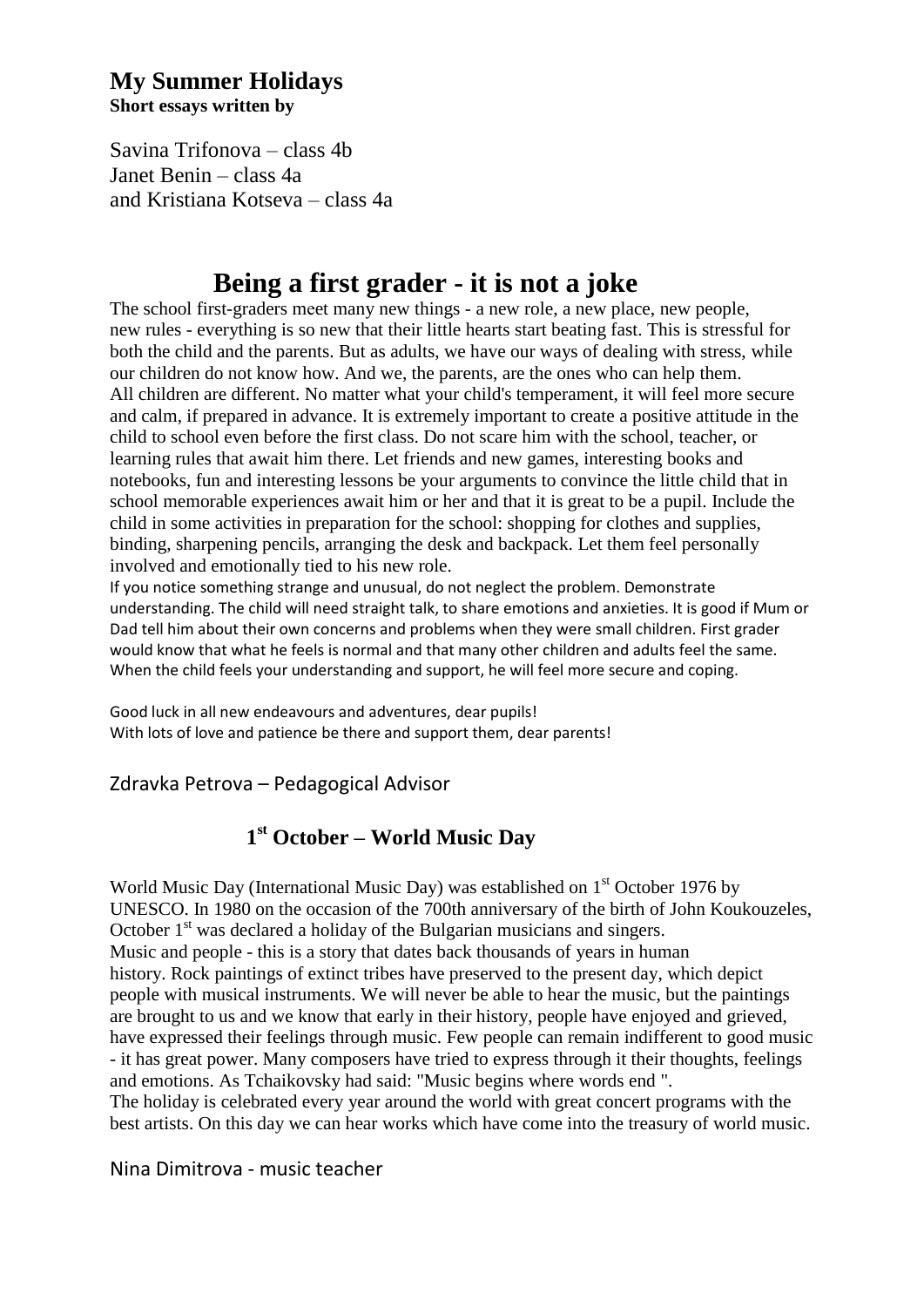## My Summer Holidays

**Short essays written by**

Savina Trifonova – class 4b
Janet Benin – class 4a
and Kristiana Kotseva – class 4a

# Being a first grader - it is not a joke

The school first-graders meet many new things - a new role, a new place, new people, new rules - everything is so new that their little hearts start beating fast. This is stressful for both the child and the parents. But as adults, we have our ways of dealing with stress, while our children do not know how. And we, the parents, are the ones who can help them.
All children are different. No matter what your child's temperament, it will feel more secure and calm, if prepared in advance. It is extremely important to create a positive attitude in the child to school even before the first class. Do not scare him with the school, teacher, or learning rules that await him there. Let friends and new games, interesting books and notebooks, fun and interesting lessons be your arguments to convince the little child that in school memorable experiences await him or her and that it is great to be a pupil. Include the child in some activities in preparation for the school: shopping for clothes and supplies, binding, sharpening pencils, arranging the desk and backpack. Let them feel personally involved and emotionally tied to his new role.
If you notice something strange and unusual, do not neglect the problem. Demonstrate understanding. The child will need straight talk, to share emotions and anxieties. It is good if Mum or Dad tell him about their own concerns and problems when they were small children. First grader would know that what he feels is normal and that many other children and adults feel the same. When the child feels your understanding and support, he will feel more secure and coping.

Good luck in all new endeavours and adventures, dear pupils!
With lots of love and patience be there and support them, dear parents!

Zdravka Petrova – Pedagogical Advisor

## 1st October – World Music Day

World Music Day (International Music Day) was established on 1st October 1976 by UNESCO. In 1980 on the occasion of the 700th anniversary of the birth of John Koukouzeles, October 1st was declared a holiday of the Bulgarian musicians and singers.
Music and people - this is a story that dates back thousands of years in human history. Rock paintings of extinct tribes have preserved to the present day, which depict people with musical instruments. We will never be able to hear the music, but the paintings are brought to us and we know that early in their history, people have enjoyed and grieved, have expressed their feelings through music. Few people can remain indifferent to good music - it has great power. Many composers have tried to express through it their thoughts, feelings and emotions. As Tchaikovsky had said: "Music begins where words end ".
The holiday is celebrated every year around the world with great concert programs with the best artists. On this day we can hear works which have come into the treasury of world music.

Nina Dimitrova - music teacher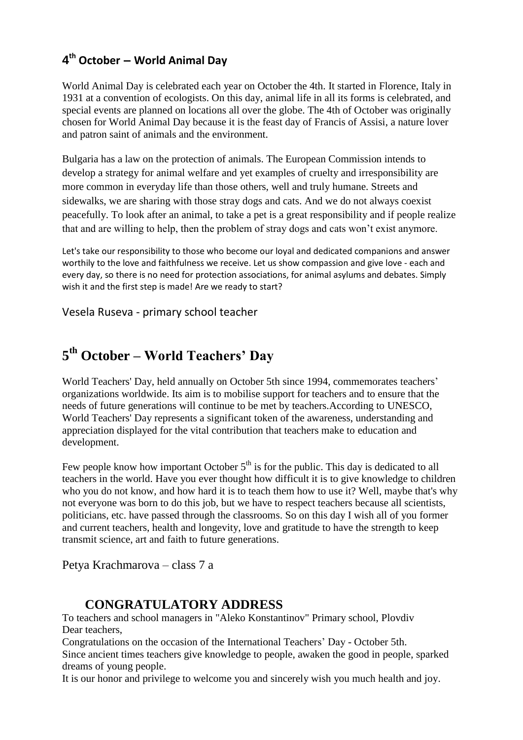## 4th October – World Animal Day

World Animal Day is celebrated each year on October the 4th. It started in Florence, Italy in 1931 at a convention of ecologists. On this day, animal life in all its forms is celebrated, and special events are planned on locations all over the globe. The 4th of October was originally chosen for World Animal Day because it is the feast day of Francis of Assisi, a nature lover and patron saint of animals and the environment.

Bulgaria has a law on the protection of animals. The European Commission intends to develop a strategy for animal welfare and yet examples of cruelty and irresponsibility are more common in everyday life than those others, well and truly humane. Streets and sidewalks, we are sharing with those stray dogs and cats. And we do not always coexist peacefully. To look after an animal, to take a pet is a great responsibility and if people realize that and are willing to help, then the problem of stray dogs and cats won't exist anymore.

Let's take our responsibility to those who become our loyal and dedicated companions and answer worthily to the love and faithfulness we receive. Let us show compassion and give love - each and every day, so there is no need for protection associations, for animal asylums and debates. Simply wish it and the first step is made! Are we ready to start?

Vesela Ruseva - primary school teacher

# 5th October – World Teachers' Day

World Teachers' Day, held annually on October 5th since 1994, commemorates teachers' organizations worldwide. Its aim is to mobilise support for teachers and to ensure that the needs of future generations will continue to be met by teachers.According to UNESCO, World Teachers' Day represents a significant token of the awareness, understanding and appreciation displayed for the vital contribution that teachers make to education and development.

Few people know how important October 5th is for the public. This day is dedicated to all teachers in the world. Have you ever thought how difficult it is to give knowledge to children who you do not know, and how hard it is to teach them how to use it? Well, maybe that's why not everyone was born to do this job, but we have to respect teachers because all scientists, politicians, etc. have passed through the classrooms. So on this day I wish all of you former and current teachers, health and longevity, love and gratitude to have the strength to keep transmit science, art and faith to future generations.

Petya Krachmarova – class 7 a

## CONGRATULATORY ADDRESS

To teachers and school managers in "Aleko Konstantinov" Primary school, Plovdiv
Dear teachers,

Congratulations on the occasion of the International Teachers' Day - October 5th.
Since ancient times teachers give knowledge to people, awaken the good in people, sparked dreams of young people.

It is our honor and privilege to welcome you and sincerely wish you much health and joy.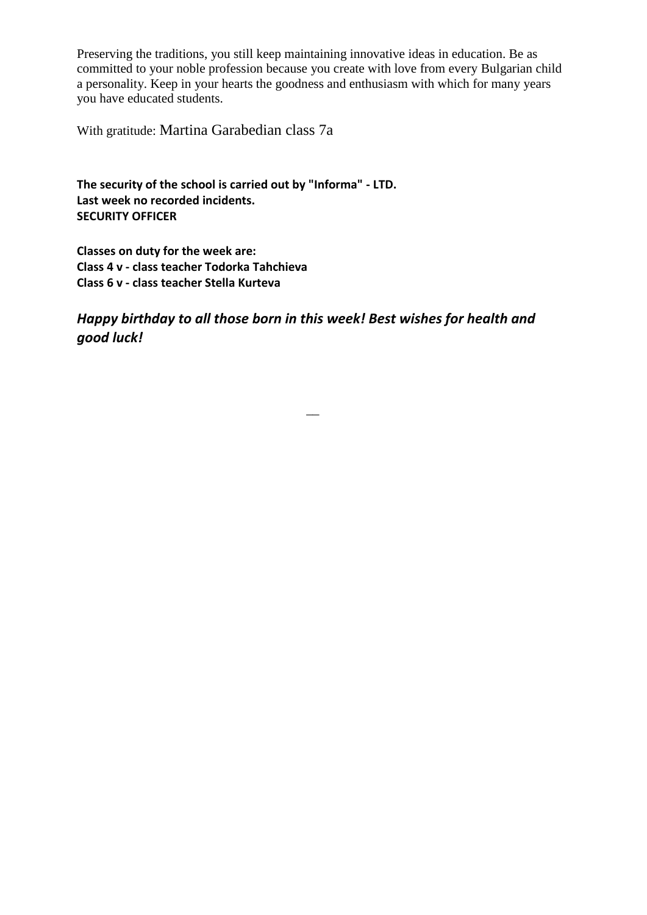Preserving the traditions, you still keep maintaining innovative ideas in education. Be as committed to your noble profession because you create with love from every Bulgarian child a personality. Keep in your hearts the goodness and enthusiasm with which for many years you have educated students.

With gratitude: Martina Garabedian class 7a

**The security of the school is carried out by "Informa" - LTD.**
**Last week no recorded incidents.**
**SECURITY OFFICER**

**Classes on duty for the week are:**
**Class 4 v - class teacher Todorka Tahchieva**
**Class 6 v - class teacher Stella Kurteva**

***Happy birthday to all those born in this week! Best wishes for health and good luck!***